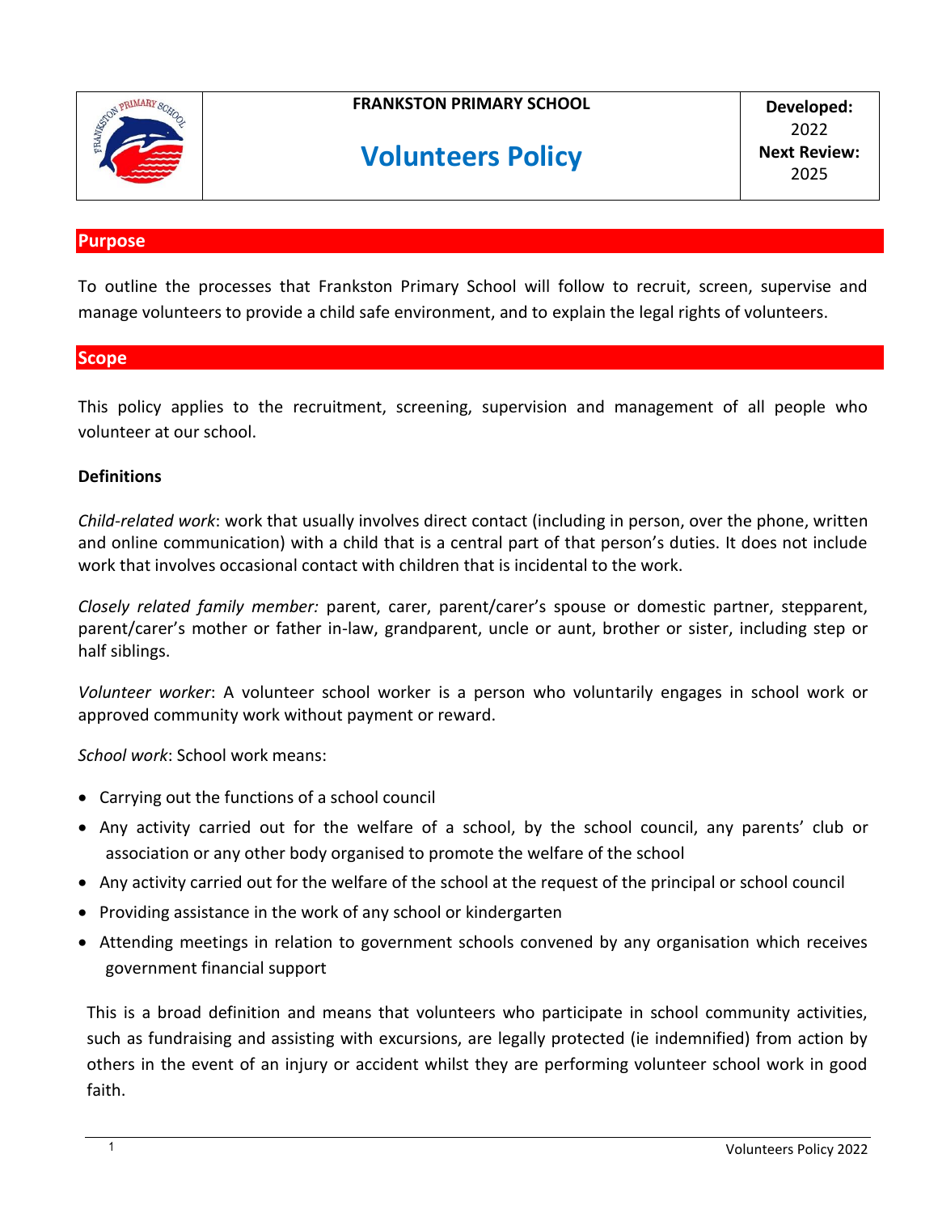| | FRANKSTON PRIMARY SCHOOL<br><br>**Volunteers Policy** | **Developed:** 2022<br>**Next Review:** 2025 |
|---|---|---|

## Purpose

To outline the processes that Frankston Primary School will follow to recruit, screen, supervise and manage volunteers to provide a child safe environment, and to explain the legal rights of volunteers.

## Scope

This policy applies to the recruitment, screening, supervision and management of all people who volunteer at our school.

### Definitions

*Child-related work*: work that usually involves direct contact (including in person, over the phone, written and online communication) with a child that is a central part of that person's duties. It does not include work that involves occasional contact with children that is incidental to the work.

*Closely related family member:* parent, carer, parent/carer's spouse or domestic partner, stepparent, parent/carer's mother or father in-law, grandparent, uncle or aunt, brother or sister, including step or half siblings.

*Volunteer worker*: A volunteer school worker is a person who voluntarily engages in school work or approved community work without payment or reward.

*School work*: School work means:

- Carrying out the functions of a school council
- Any activity carried out for the welfare of a school, by the school council, any parents' club or association or any other body organised to promote the welfare of the school
- Any activity carried out for the welfare of the school at the request of the principal or school council
- Providing assistance in the work of any school or kindergarten
- Attending meetings in relation to government schools convened by any organisation which receives government financial support

This is a broad definition and means that volunteers who participate in school community activities, such as fundraising and assisting with excursions, are legally protected (ie indemnified) from action by others in the event of an injury or accident whilst they are performing volunteer school work in good faith.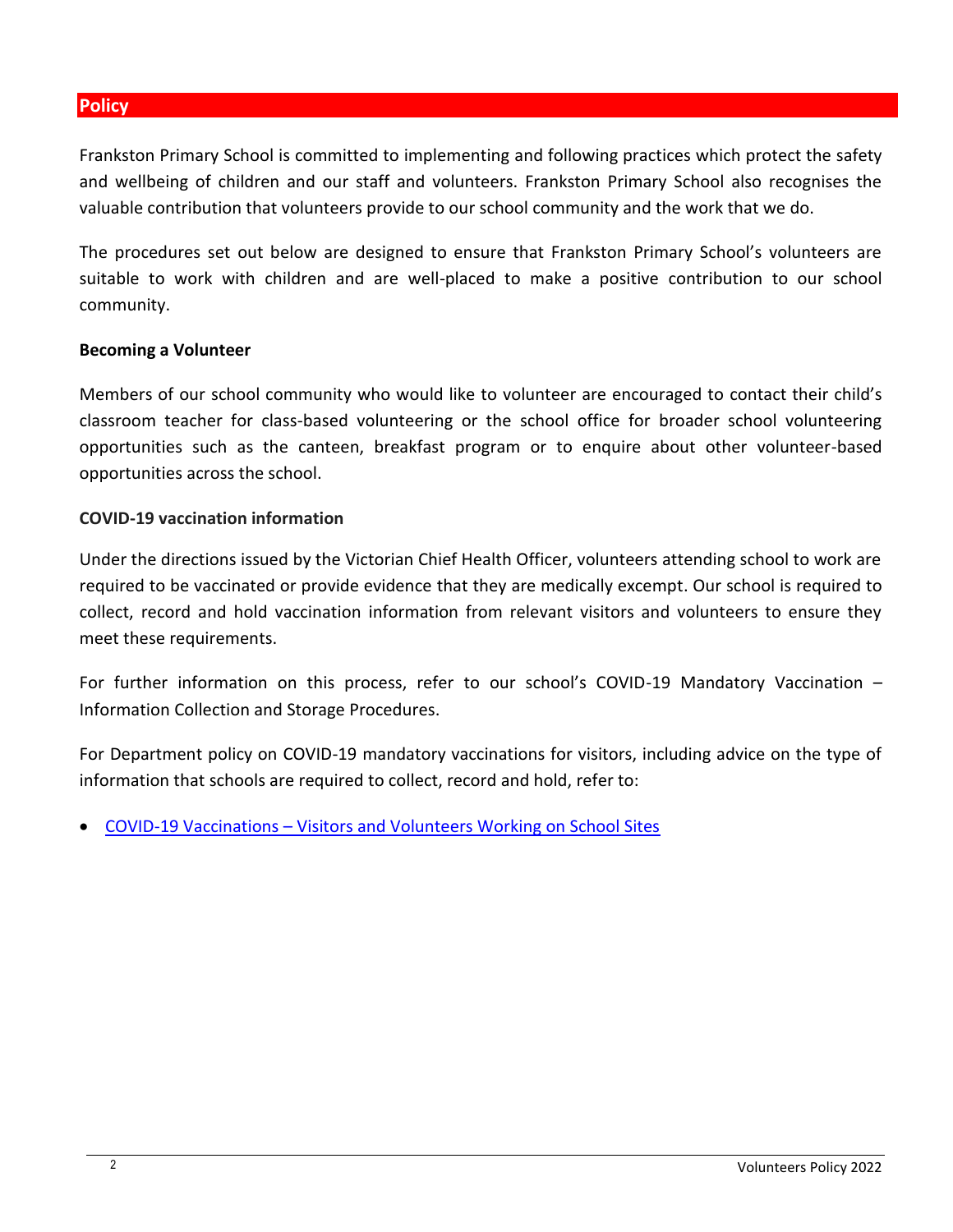## Policy

Frankston Primary School is committed to implementing and following practices which protect the safety and wellbeing of children and our staff and volunteers. Frankston Primary School also recognises the valuable contribution that volunteers provide to our school community and the work that we do.

The procedures set out below are designed to ensure that Frankston Primary School's volunteers are suitable to work with children and are well-placed to make a positive contribution to our school community.

### Becoming a Volunteer

Members of our school community who would like to volunteer are encouraged to contact their child's classroom teacher for class-based volunteering or the school office for broader school volunteering opportunities such as the canteen, breakfast program or to enquire about other volunteer-based opportunities across the school.

### COVID-19 vaccination information

Under the directions issued by the Victorian Chief Health Officer, volunteers attending school to work are required to be vaccinated or provide evidence that they are medically exempt. Our school is required to collect, record and hold vaccination information from relevant visitors and volunteers to ensure they meet these requirements.

For further information on this process, refer to our school's COVID-19 Mandatory Vaccination – Information Collection and Storage Procedures.

For Department policy on COVID-19 mandatory vaccinations for visitors, including advice on the type of information that schools are required to collect, record and hold, refer to:

- COVID-19 Vaccinations – Visitors and Volunteers Working on School Sites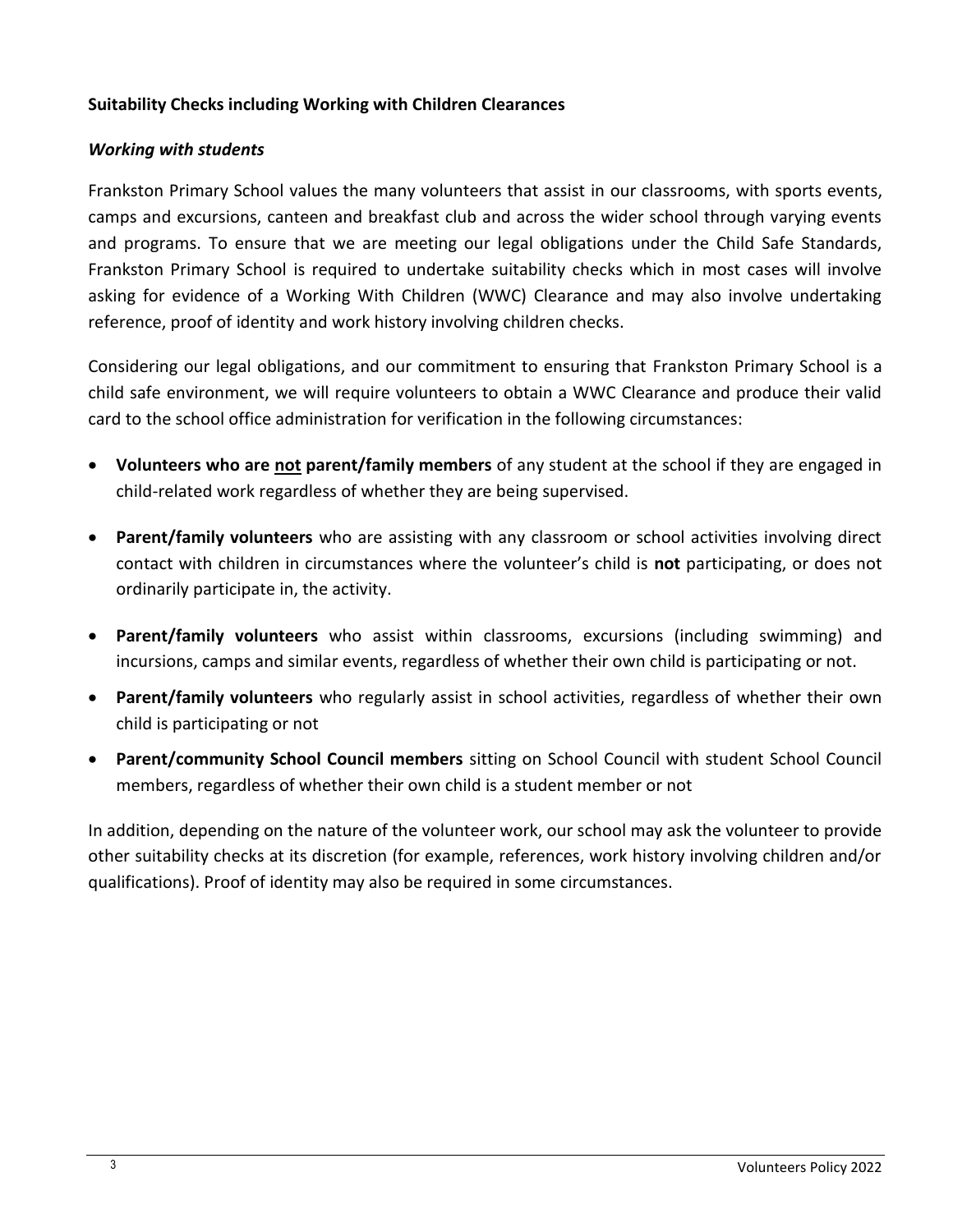**Suitability Checks including Working with Children Clearances**

***Working with students***

Frankston Primary School values the many volunteers that assist in our classrooms, with sports events, camps and excursions, canteen and breakfast club and across the wider school through varying events and programs. To ensure that we are meeting our legal obligations under the Child Safe Standards, Frankston Primary School is required to undertake suitability checks which in most cases will involve asking for evidence of a Working With Children (WWC) Clearance and may also involve undertaking reference, proof of identity and work history involving children checks.

Considering our legal obligations, and our commitment to ensuring that Frankston Primary School is a child safe environment, we will require volunteers to obtain a WWC Clearance and produce their valid card to the school office administration for verification in the following circumstances:

- **Volunteers who are <u>not</u> parent/family members** of any student at the school if they are engaged in child-related work regardless of whether they are being supervised.
- **Parent/family volunteers** who are assisting with any classroom or school activities involving direct contact with children in circumstances where the volunteer's child is **not** participating, or does not ordinarily participate in, the activity.
- **Parent/family volunteers** who assist within classrooms, excursions (including swimming) and incursions, camps and similar events, regardless of whether their own child is participating or not.
- **Parent/family volunteers** who regularly assist in school activities, regardless of whether their own child is participating or not
- **Parent/community School Council members** sitting on School Council with student School Council members, regardless of whether their own child is a student member or not

In addition, depending on the nature of the volunteer work, our school may ask the volunteer to provide other suitability checks at its discretion (for example, references, work history involving children and/or qualifications). Proof of identity may also be required in some circumstances.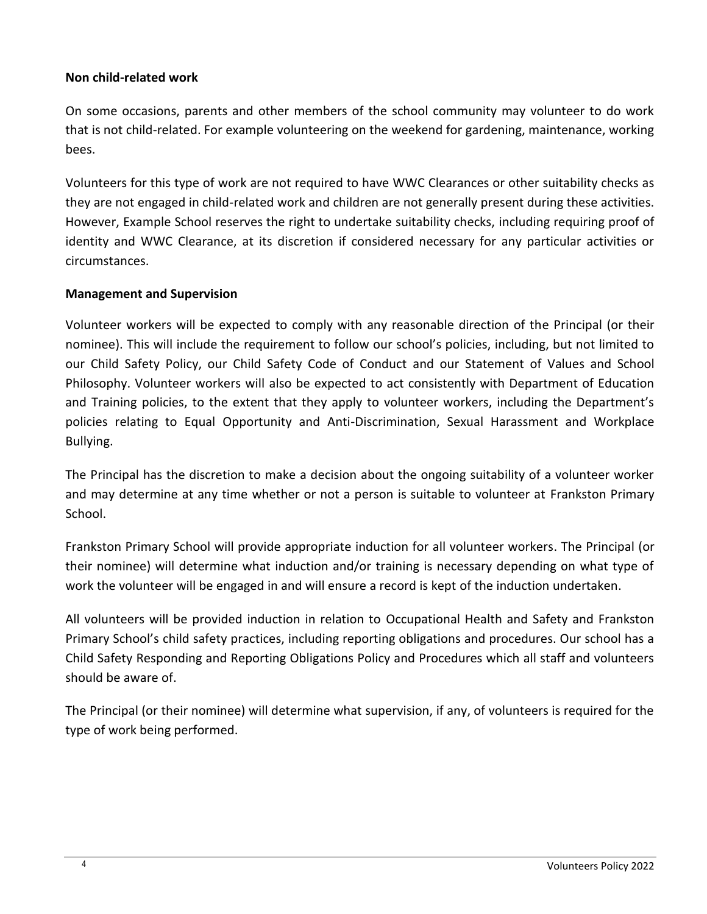**Non child-related work**

On some occasions, parents and other members of the school community may volunteer to do work that is not child-related. For example volunteering on the weekend for gardening, maintenance, working bees.

Volunteers for this type of work are not required to have WWC Clearances or other suitability checks as they are not engaged in child-related work and children are not generally present during these activities. However, Example School reserves the right to undertake suitability checks, including requiring proof of identity and WWC Clearance, at its discretion if considered necessary for any particular activities or circumstances.

**Management and Supervision**

Volunteer workers will be expected to comply with any reasonable direction of the Principal (or their nominee). This will include the requirement to follow our school's policies, including, but not limited to our Child Safety Policy, our Child Safety Code of Conduct and our Statement of Values and School Philosophy. Volunteer workers will also be expected to act consistently with Department of Education and Training policies, to the extent that they apply to volunteer workers, including the Department's policies relating to Equal Opportunity and Anti-Discrimination, Sexual Harassment and Workplace Bullying.

The Principal has the discretion to make a decision about the ongoing suitability of a volunteer worker and may determine at any time whether or not a person is suitable to volunteer at Frankston Primary School.

Frankston Primary School will provide appropriate induction for all volunteer workers. The Principal (or their nominee) will determine what induction and/or training is necessary depending on what type of work the volunteer will be engaged in and will ensure a record is kept of the induction undertaken.

All volunteers will be provided induction in relation to Occupational Health and Safety and Frankston Primary School's child safety practices, including reporting obligations and procedures. Our school has a Child Safety Responding and Reporting Obligations Policy and Procedures which all staff and volunteers should be aware of.

The Principal (or their nominee) will determine what supervision, if any, of volunteers is required for the type of work being performed.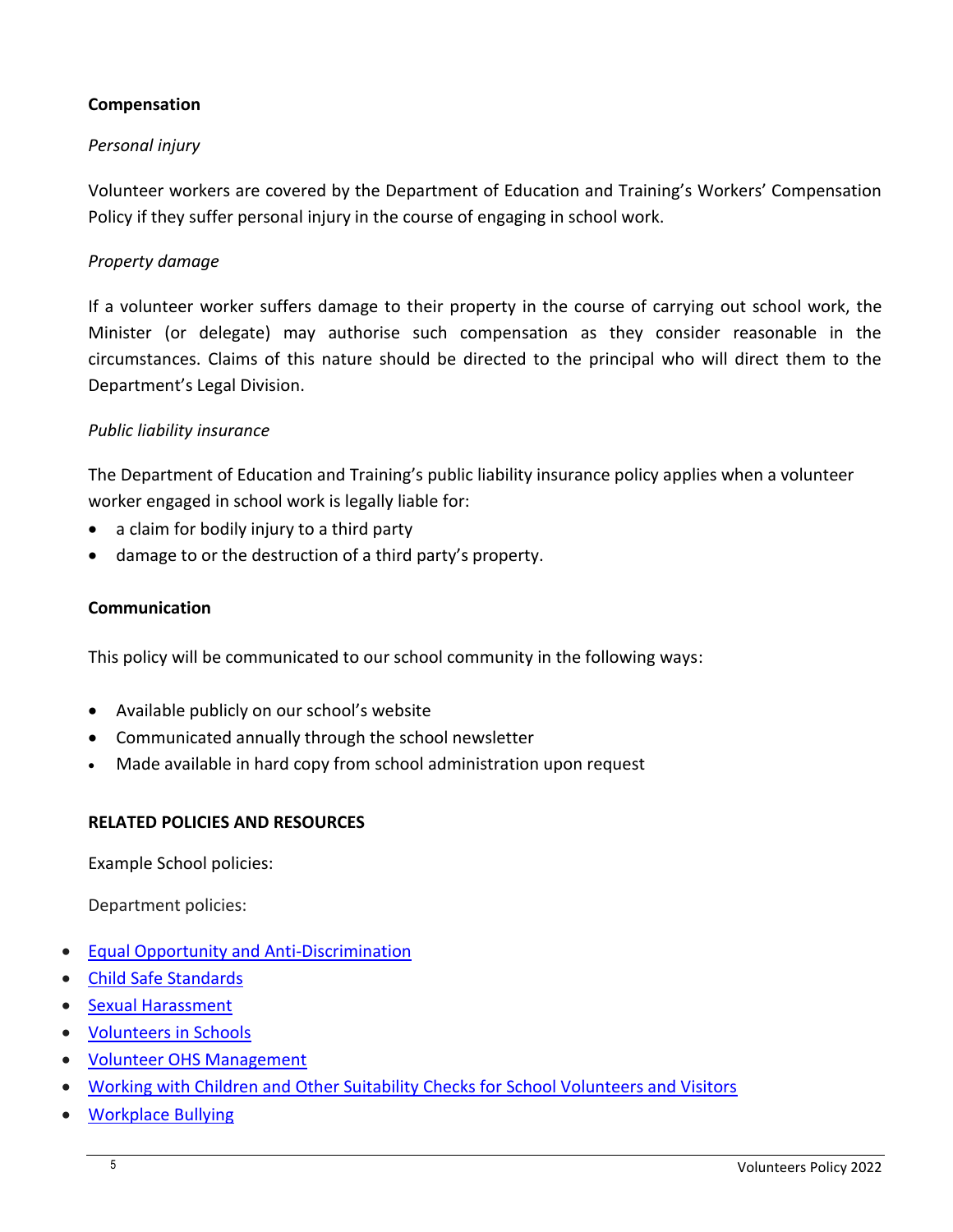**Compensation**

*Personal injury*

Volunteer workers are covered by the Department of Education and Training's Workers' Compensation Policy if they suffer personal injury in the course of engaging in school work.

*Property damage*

If a volunteer worker suffers damage to their property in the course of carrying out school work, the Minister (or delegate) may authorise such compensation as they consider reasonable in the circumstances. Claims of this nature should be directed to the principal who will direct them to the Department's Legal Division.

*Public liability insurance*

The Department of Education and Training's public liability insurance policy applies when a volunteer worker engaged in school work is legally liable for:

- a claim for bodily injury to a third party
- damage to or the destruction of a third party's property.

**Communication**

This policy will be communicated to our school community in the following ways:

- Available publicly on our school's website
- Communicated annually through the school newsletter
- Made available in hard copy from school administration upon request

**RELATED POLICIES AND RESOURCES**

Example School policies:

Department policies:

- Equal Opportunity and Anti-Discrimination
- Child Safe Standards
- Sexual Harassment
- Volunteers in Schools
- Volunteer OHS Management
- Working with Children and Other Suitability Checks for School Volunteers and Visitors
- Workplace Bullying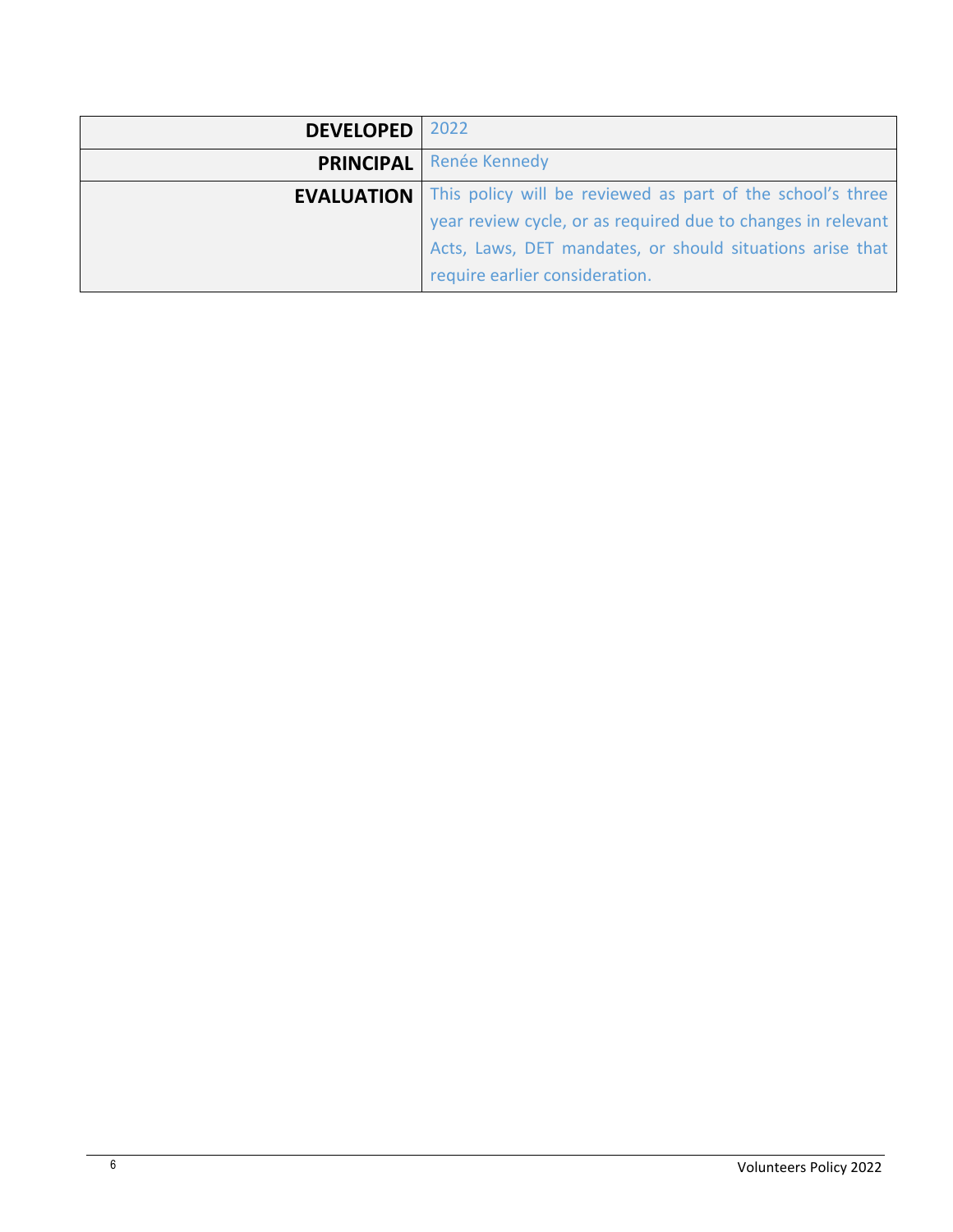| | |
|---|---|
| **DEVELOPED** | 2022 |
| **PRINCIPAL** | Renée Kennedy |
| **EVALUATION** | This policy will be reviewed as part of the school's three year review cycle, or as required due to changes in relevant Acts, Laws, DET mandates, or should situations arise that require earlier consideration. |